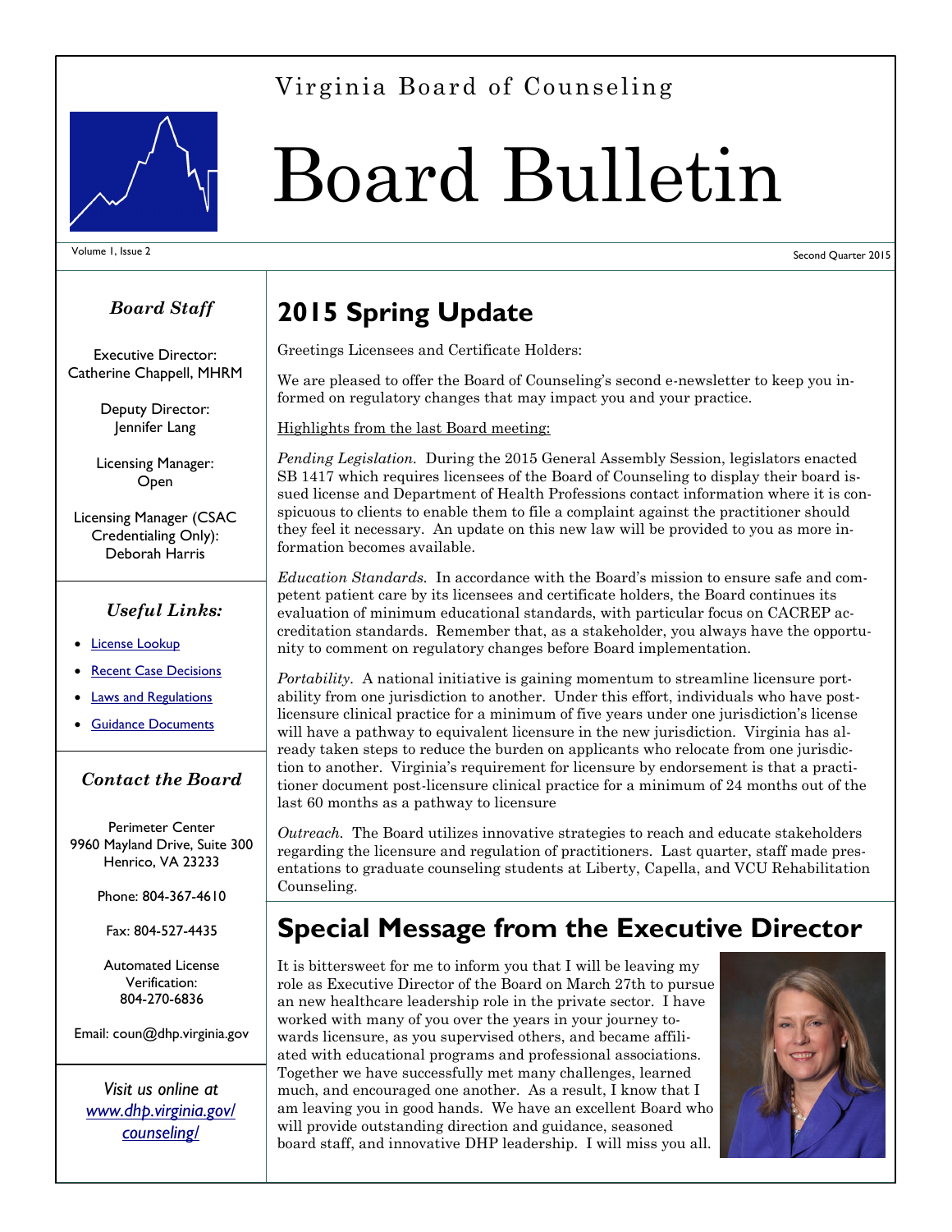Virginia Board of Counseling

# Board Bulletin

Volume 1, Issue 2

Second Quarter 2015

### *Board Staff*

Executive Director:
Catherine Chappell, MHRM

Deputy Director:
Jennifer Lang

Licensing Manager:
Open

Licensing Manager (CSAC Credentialing Only):
Deborah Harris

### *Useful Links:*

- License Lookup
- Recent Case Decisions
- Laws and Regulations
- Guidance Documents

### *Contact the Board*

Perimeter Center
9960 Mayland Drive, Suite 300
Henrico, VA 23233

Phone: 804-367-4610

Fax: 804-527-4435

Automated License Verification:
804-270-6836

Email: coun@dhp.virginia.gov

*Visit us online at [www.dhp.virginia.gov/counseling/](www.dhp.virginia.gov/counseling/)*

## 2015 Spring Update

Greetings Licensees and Certificate Holders:

We are pleased to offer the Board of Counseling's second e-newsletter to keep you informed on regulatory changes that may impact you and your practice.

Highlights from the last Board meeting:

*Pending Legislation.* During the 2015 General Assembly Session, legislators enacted SB 1417 which requires licensees of the Board of Counseling to display their board issued license and Department of Health Professions contact information where it is conspicuous to clients to enable them to file a complaint against the practitioner should they feel it necessary. An update on this new law will be provided to you as more information becomes available.

*Education Standards.* In accordance with the Board's mission to ensure safe and competent patient care by its licensees and certificate holders, the Board continues its evaluation of minimum educational standards, with particular focus on CACREP accreditation standards. Remember that, as a stakeholder, you always have the opportunity to comment on regulatory changes before Board implementation.

*Portability.* A national initiative is gaining momentum to streamline licensure portability from one jurisdiction to another. Under this effort, individuals who have post-licensure clinical practice for a minimum of five years under one jurisdiction's license will have a pathway to equivalent licensure in the new jurisdiction. Virginia has already taken steps to reduce the burden on applicants who relocate from one jurisdiction to another. Virginia's requirement for licensure by endorsement is that a practitioner document post-licensure clinical practice for a minimum of 24 months out of the last 60 months as a pathway to licensure

*Outreach.* The Board utilizes innovative strategies to reach and educate stakeholders regarding the licensure and regulation of practitioners. Last quarter, staff made presentations to graduate counseling students at Liberty, Capella, and VCU Rehabilitation Counseling.

## Special Message from the Executive Director

It is bittersweet for me to inform you that I will be leaving my role as Executive Director of the Board on March 27th to pursue an new healthcare leadership role in the private sector. I have worked with many of you over the years in your journey towards licensure, as you supervised others, and became affiliated with educational programs and professional associations. Together we have successfully met many challenges, learned much, and encouraged one another. As a result, I know that I am leaving you in good hands. We have an excellent Board who will provide outstanding direction and guidance, seasoned board staff, and innovative DHP leadership. I will miss you all.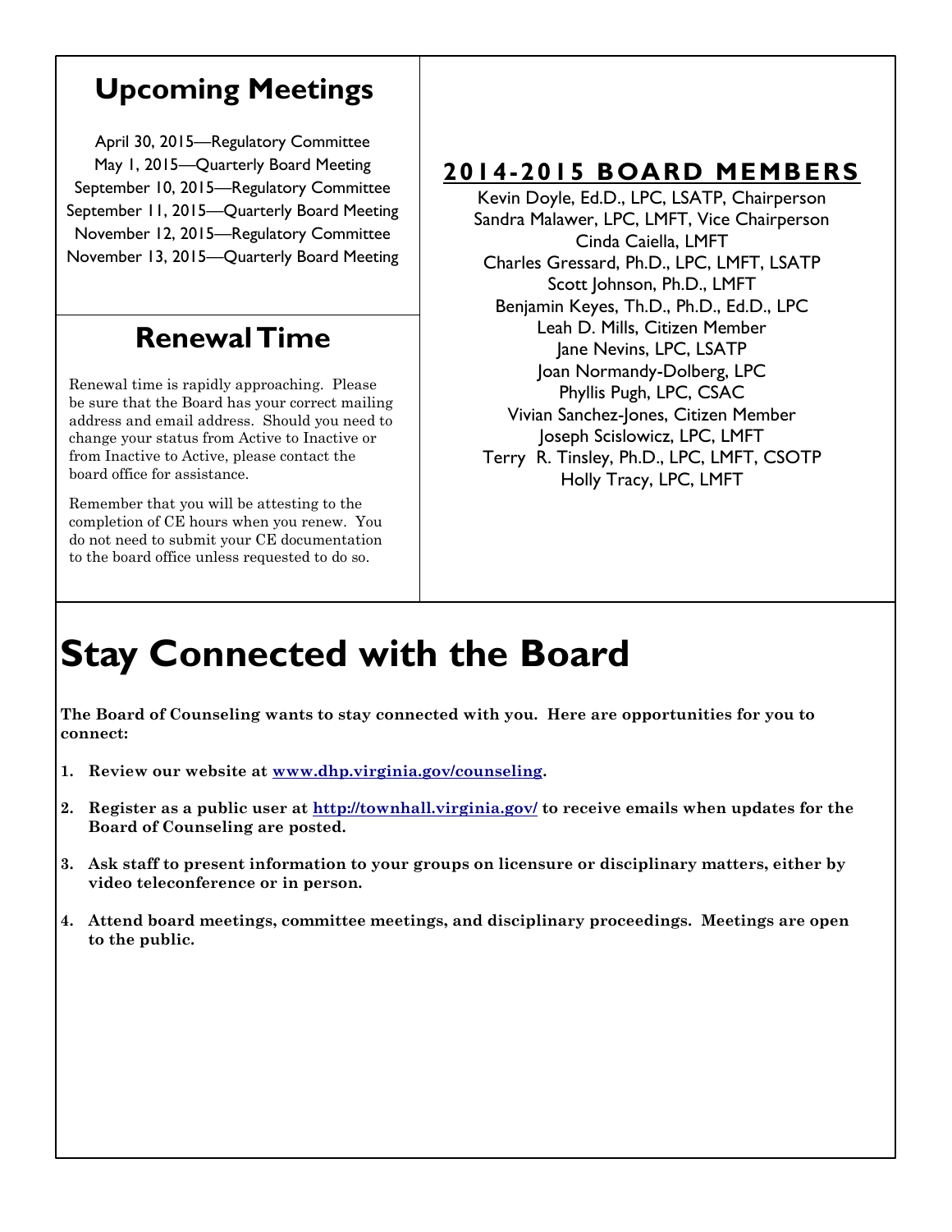## Upcoming Meetings

April 30, 2015—Regulatory Committee
May 1, 2015—Quarterly Board Meeting
September 10, 2015—Regulatory Committee
September 11, 2015—Quarterly Board Meeting
November 12, 2015—Regulatory Committee
November 13, 2015—Quarterly Board Meeting

## Renewal Time

Renewal time is rapidly approaching. Please be sure that the Board has your correct mailing address and email address. Should you need to change your status from Active to Inactive or from Inactive to Active, please contact the board office for assistance.

Remember that you will be attesting to the completion of CE hours when you renew. You do not need to submit your CE documentation to the board office unless requested to do so.

## 2014-2015 BOARD MEMBERS

Kevin Doyle, Ed.D., LPC, LSATP, Chairperson
Sandra Malawer, LPC, LMFT, Vice Chairperson
Cinda Caiella, LMFT
Charles Gressard, Ph.D., LPC, LMFT, LSATP
Scott Johnson, Ph.D., LMFT
Benjamin Keyes, Th.D., Ph.D., Ed.D., LPC
Leah D. Mills, Citizen Member
Jane Nevins, LPC, LSATP
Joan Normandy-Dolberg, LPC
Phyllis Pugh, LPC, CSAC
Vivian Sanchez-Jones, Citizen Member
Joseph Scislowicz, LPC, LMFT
Terry R. Tinsley, Ph.D., LPC, LMFT, CSOTP
Holly Tracy, LPC, LMFT

# Stay Connected with the Board

**The Board of Counseling wants to stay connected with you. Here are opportunities for you to connect:**

1. **Review our website at www.dhp.virginia.gov/counseling.**
2. **Register as a public user at http://townhall.virginia.gov/ to receive emails when updates for the Board of Counseling are posted.**
3. **Ask staff to present information to your groups on licensure or disciplinary matters, either by video teleconference or in person.**
4. **Attend board meetings, committee meetings, and disciplinary proceedings. Meetings are open to the public.**